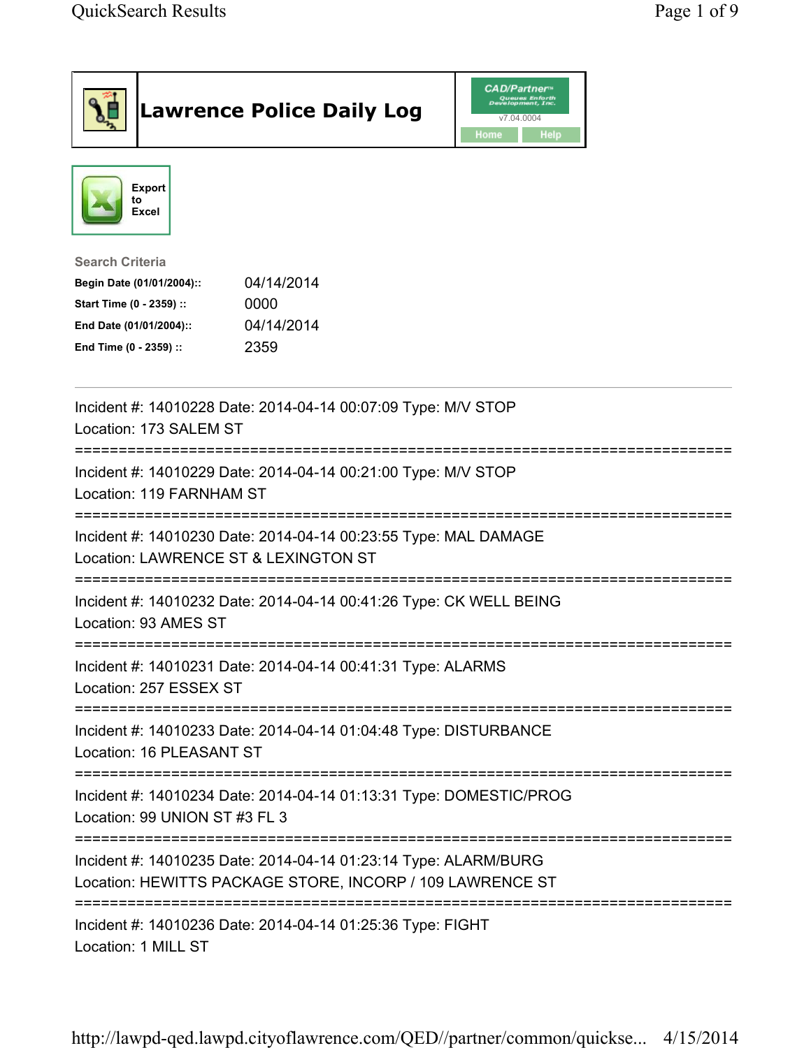# Lawrence Police Daily Log

CAD/Partner™
v7.04.0004

Home | Help

Export to Excel

**Search Criteria**

| | |
|---|---|
| **Begin Date (01/01/2004)::** | 04/14/2014 |
| **Start Time (0 - 2359) ::** | 0000 |
| **End Date (01/01/2004)::** | 04/14/2014 |
| **End Time (0 - 2359) ::** | 2359 |

---

Incident #: 14010228 Date: 2014-04-14 00:07:09 Type: M/V STOP
Location: 173 SALEM ST

===========================================================================

Incident #: 14010229 Date: 2014-04-14 00:21:00 Type: M/V STOP
Location: 119 FARNHAM ST

===========================================================================

Incident #: 14010230 Date: 2014-04-14 00:23:55 Type: MAL DAMAGE
Location: LAWRENCE ST & LEXINGTON ST

===========================================================================

Incident #: 14010232 Date: 2014-04-14 00:41:26 Type: CK WELL BEING
Location: 93 AMES ST

===========================================================================

Incident #: 14010231 Date: 2014-04-14 00:41:31 Type: ALARMS
Location: 257 ESSEX ST

===========================================================================

Incident #: 14010233 Date: 2014-04-14 01:04:48 Type: DISTURBANCE
Location: 16 PLEASANT ST

===========================================================================

Incident #: 14010234 Date: 2014-04-14 01:13:31 Type: DOMESTIC/PROG
Location: 99 UNION ST #3 FL 3

===========================================================================

Incident #: 14010235 Date: 2014-04-14 01:23:14 Type: ALARM/BURG
Location: HEWITTS PACKAGE STORE, INCORP / 109 LAWRENCE ST

===========================================================================

Incident #: 14010236 Date: 2014-04-14 01:25:36 Type: FIGHT
Location: 1 MILL ST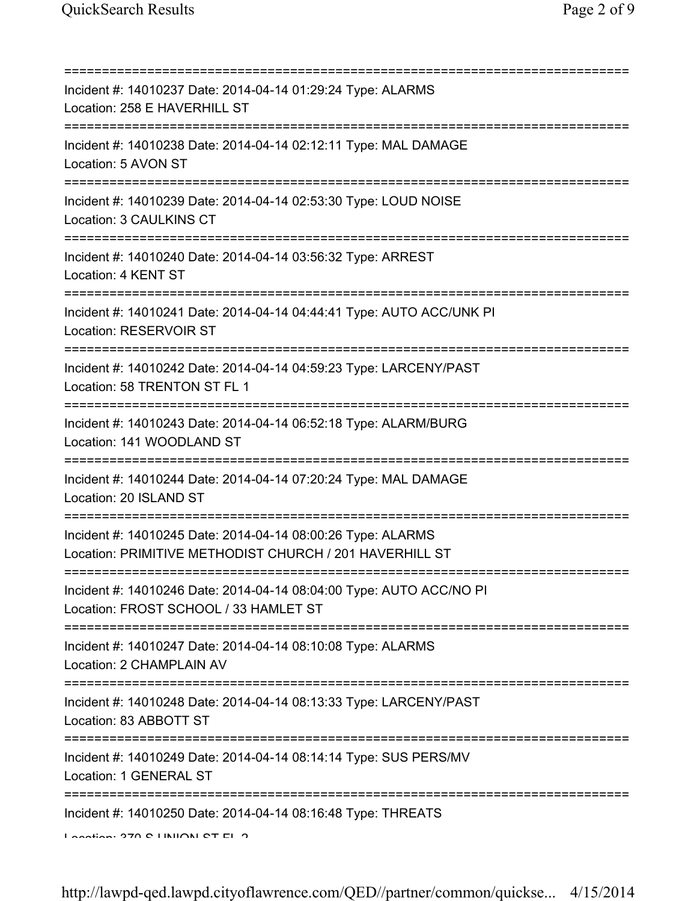Incident #: 14010237 Date: 2014-04-14 01:29:24 Type: ALARMS
Location: 258 E HAVERHILL ST

---

Incident #: 14010238 Date: 2014-04-14 02:12:11 Type: MAL DAMAGE
Location: 5 AVON ST

---

Incident #: 14010239 Date: 2014-04-14 02:53:30 Type: LOUD NOISE
Location: 3 CAULKINS CT

---

Incident #: 14010240 Date: 2014-04-14 03:56:32 Type: ARREST
Location: 4 KENT ST

---

Incident #: 14010241 Date: 2014-04-14 04:44:41 Type: AUTO ACC/UNK PI
Location: RESERVOIR ST

---

Incident #: 14010242 Date: 2014-04-14 04:59:23 Type: LARCENY/PAST
Location: 58 TRENTON ST FL 1

---

Incident #: 14010243 Date: 2014-04-14 06:52:18 Type: ALARM/BURG
Location: 141 WOODLAND ST

---

Incident #: 14010244 Date: 2014-04-14 07:20:24 Type: MAL DAMAGE
Location: 20 ISLAND ST

---

Incident #: 14010245 Date: 2014-04-14 08:00:26 Type: ALARMS
Location: PRIMITIVE METHODIST CHURCH / 201 HAVERHILL ST

---

Incident #: 14010246 Date: 2014-04-14 08:04:00 Type: AUTO ACC/NO PI
Location: FROST SCHOOL / 33 HAMLET ST

---

Incident #: 14010247 Date: 2014-04-14 08:10:08 Type: ALARMS
Location: 2 CHAMPLAIN AV

---

Incident #: 14010248 Date: 2014-04-14 08:13:33 Type: LARCENY/PAST
Location: 83 ABBOTT ST

---

Incident #: 14010249 Date: 2014-04-14 08:14:14 Type: SUS PERS/MV
Location: 1 GENERAL ST

---

Incident #: 14010250 Date: 2014-04-14 08:16:48 Type: THREATS
Location: 370 S UNION ST FL 2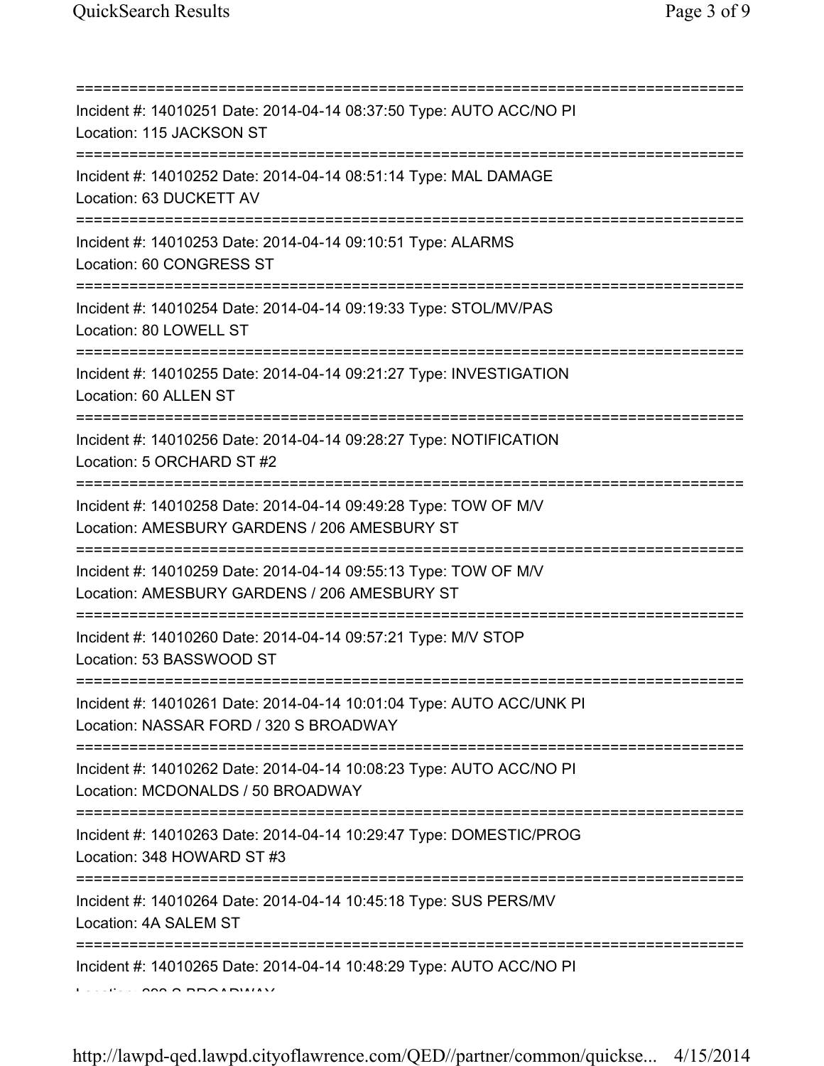===========================================================================
Incident #: 14010251 Date: 2014-04-14 08:37:50 Type: AUTO ACC/NO PI
Location: 115 JACKSON ST
===========================================================================
Incident #: 14010252 Date: 2014-04-14 08:51:14 Type: MAL DAMAGE
Location: 63 DUCKETT AV
===========================================================================
Incident #: 14010253 Date: 2014-04-14 09:10:51 Type: ALARMS
Location: 60 CONGRESS ST
===========================================================================
Incident #: 14010254 Date: 2014-04-14 09:19:33 Type: STOL/MV/PAS
Location: 80 LOWELL ST
===========================================================================
Incident #: 14010255 Date: 2014-04-14 09:21:27 Type: INVESTIGATION
Location: 60 ALLEN ST
===========================================================================
Incident #: 14010256 Date: 2014-04-14 09:28:27 Type: NOTIFICATION
Location: 5 ORCHARD ST #2
===========================================================================
Incident #: 14010258 Date: 2014-04-14 09:49:28 Type: TOW OF M/V
Location: AMESBURY GARDENS / 206 AMESBURY ST
===========================================================================
Incident #: 14010259 Date: 2014-04-14 09:55:13 Type: TOW OF M/V
Location: AMESBURY GARDENS / 206 AMESBURY ST
===========================================================================
Incident #: 14010260 Date: 2014-04-14 09:57:21 Type: M/V STOP
Location: 53 BASSWOOD ST
===========================================================================
Incident #: 14010261 Date: 2014-04-14 10:01:04 Type: AUTO ACC/UNK PI
Location: NASSAR FORD / 320 S BROADWAY
===========================================================================
Incident #: 14010262 Date: 2014-04-14 10:08:23 Type: AUTO ACC/NO PI
Location: MCDONALDS / 50 BROADWAY
===========================================================================
Incident #: 14010263 Date: 2014-04-14 10:29:47 Type: DOMESTIC/PROG
Location: 348 HOWARD ST #3
===========================================================================
Incident #: 14010264 Date: 2014-04-14 10:45:18 Type: SUS PERS/MV
Location: 4A SALEM ST
===========================================================================
Incident #: 14010265 Date: 2014-04-14 10:48:29 Type: AUTO ACC/NO PI
Location: 202 S BROADWAY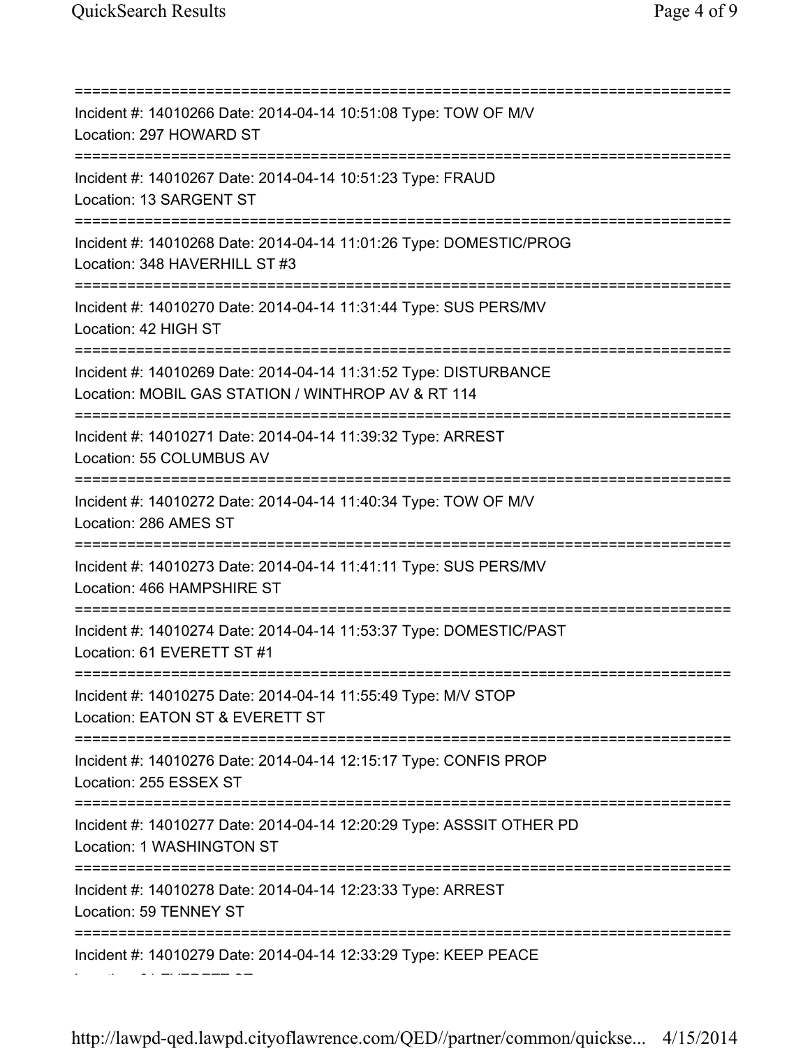===========================================================================

Incident #: 14010266 Date: 2014-04-14 10:51:08 Type: TOW OF M/V
Location: 297 HOWARD ST

===========================================================================

Incident #: 14010267 Date: 2014-04-14 10:51:23 Type: FRAUD
Location: 13 SARGENT ST

===========================================================================

Incident #: 14010268 Date: 2014-04-14 11:01:26 Type: DOMESTIC/PROG
Location: 348 HAVERHILL ST #3

===========================================================================

Incident #: 14010270 Date: 2014-04-14 11:31:44 Type: SUS PERS/MV
Location: 42 HIGH ST

===========================================================================

Incident #: 14010269 Date: 2014-04-14 11:31:52 Type: DISTURBANCE
Location: MOBIL GAS STATION / WINTHROP AV & RT 114

===========================================================================

Incident #: 14010271 Date: 2014-04-14 11:39:32 Type: ARREST
Location: 55 COLUMBUS AV

===========================================================================

Incident #: 14010272 Date: 2014-04-14 11:40:34 Type: TOW OF M/V
Location: 286 AMES ST

===========================================================================

Incident #: 14010273 Date: 2014-04-14 11:41:11 Type: SUS PERS/MV
Location: 466 HAMPSHIRE ST

===========================================================================

Incident #: 14010274 Date: 2014-04-14 11:53:37 Type: DOMESTIC/PAST
Location: 61 EVERETT ST #1

===========================================================================

Incident #: 14010275 Date: 2014-04-14 11:55:49 Type: M/V STOP
Location: EATON ST & EVERETT ST

===========================================================================

Incident #: 14010276 Date: 2014-04-14 12:15:17 Type: CONFIS PROP
Location: 255 ESSEX ST

===========================================================================

Incident #: 14010277 Date: 2014-04-14 12:20:29 Type: ASSSIT OTHER PD
Location: 1 WASHINGTON ST

===========================================================================

Incident #: 14010278 Date: 2014-04-14 12:23:33 Type: ARREST
Location: 59 TENNEY ST

===========================================================================

Incident #: 14010279 Date: 2014-04-14 12:33:29 Type: KEEP PEACE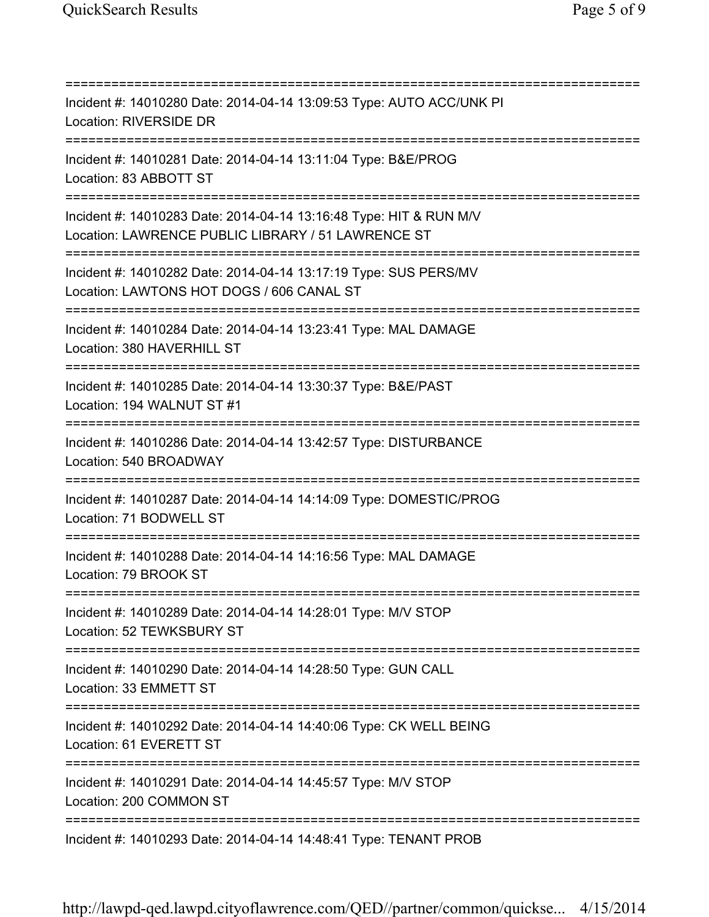===========================================================================
Incident #: 14010280 Date: 2014-04-14 13:09:53 Type: AUTO ACC/UNK PI
Location: RIVERSIDE DR
===========================================================================
Incident #: 14010281 Date: 2014-04-14 13:11:04 Type: B&E/PROG
Location: 83 ABBOTT ST
===========================================================================
Incident #: 14010283 Date: 2014-04-14 13:16:48 Type: HIT & RUN M/V
Location: LAWRENCE PUBLIC LIBRARY / 51 LAWRENCE ST
===========================================================================
Incident #: 14010282 Date: 2014-04-14 13:17:19 Type: SUS PERS/MV
Location: LAWTONS HOT DOGS / 606 CANAL ST
===========================================================================
Incident #: 14010284 Date: 2014-04-14 13:23:41 Type: MAL DAMAGE
Location: 380 HAVERHILL ST
===========================================================================
Incident #: 14010285 Date: 2014-04-14 13:30:37 Type: B&E/PAST
Location: 194 WALNUT ST #1
===========================================================================
Incident #: 14010286 Date: 2014-04-14 13:42:57 Type: DISTURBANCE
Location: 540 BROADWAY
===========================================================================
Incident #: 14010287 Date: 2014-04-14 14:14:09 Type: DOMESTIC/PROG
Location: 71 BODWELL ST
===========================================================================
Incident #: 14010288 Date: 2014-04-14 14:16:56 Type: MAL DAMAGE
Location: 79 BROOK ST
===========================================================================
Incident #: 14010289 Date: 2014-04-14 14:28:01 Type: M/V STOP
Location: 52 TEWKSBURY ST
===========================================================================
Incident #: 14010290 Date: 2014-04-14 14:28:50 Type: GUN CALL
Location: 33 EMMETT ST
===========================================================================
Incident #: 14010292 Date: 2014-04-14 14:40:06 Type: CK WELL BEING
Location: 61 EVERETT ST
===========================================================================
Incident #: 14010291 Date: 2014-04-14 14:45:57 Type: M/V STOP
Location: 200 COMMON ST
===========================================================================
Incident #: 14010293 Date: 2014-04-14 14:48:41 Type: TENANT PROB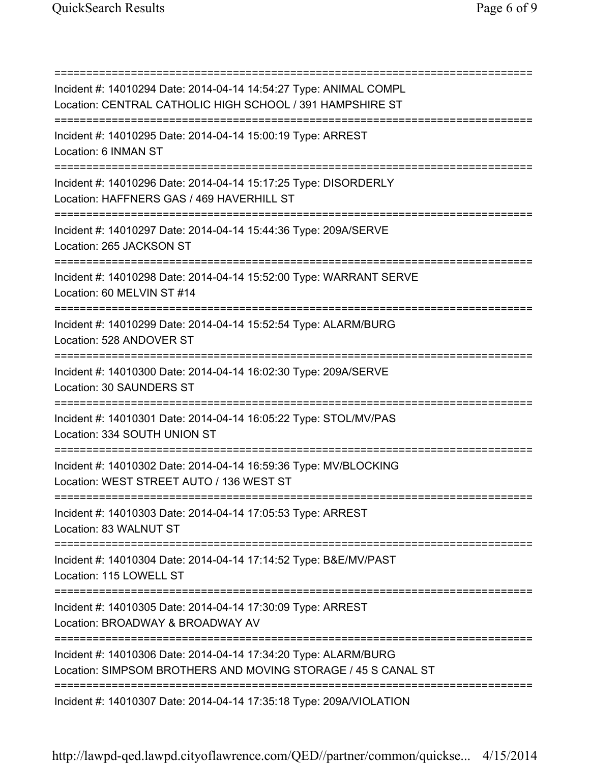===========================================================================
Incident #: 14010294 Date: 2014-04-14 14:54:27 Type: ANIMAL COMPL
Location: CENTRAL CATHOLIC HIGH SCHOOL / 391 HAMPSHIRE ST
===========================================================================
Incident #: 14010295 Date: 2014-04-14 15:00:19 Type: ARREST
Location: 6 INMAN ST
===========================================================================
Incident #: 14010296 Date: 2014-04-14 15:17:25 Type: DISORDERLY
Location: HAFFNERS GAS / 469 HAVERHILL ST
===========================================================================
Incident #: 14010297 Date: 2014-04-14 15:44:36 Type: 209A/SERVE
Location: 265 JACKSON ST
===========================================================================
Incident #: 14010298 Date: 2014-04-14 15:52:00 Type: WARRANT SERVE
Location: 60 MELVIN ST #14
===========================================================================
Incident #: 14010299 Date: 2014-04-14 15:52:54 Type: ALARM/BURG
Location: 528 ANDOVER ST
===========================================================================
Incident #: 14010300 Date: 2014-04-14 16:02:30 Type: 209A/SERVE
Location: 30 SAUNDERS ST
===========================================================================
Incident #: 14010301 Date: 2014-04-14 16:05:22 Type: STOL/MV/PAS
Location: 334 SOUTH UNION ST
===========================================================================
Incident #: 14010302 Date: 2014-04-14 16:59:36 Type: MV/BLOCKING
Location: WEST STREET AUTO / 136 WEST ST
===========================================================================
Incident #: 14010303 Date: 2014-04-14 17:05:53 Type: ARREST
Location: 83 WALNUT ST
===========================================================================
Incident #: 14010304 Date: 2014-04-14 17:14:52 Type: B&E/MV/PAST
Location: 115 LOWELL ST
===========================================================================
Incident #: 14010305 Date: 2014-04-14 17:30:09 Type: ARREST
Location: BROADWAY & BROADWAY AV
===========================================================================
Incident #: 14010306 Date: 2014-04-14 17:34:20 Type: ALARM/BURG
Location: SIMPSOM BROTHERS AND MOVING STORAGE / 45 S CANAL ST
===========================================================================
Incident #: 14010307 Date: 2014-04-14 17:35:18 Type: 209A/VIOLATION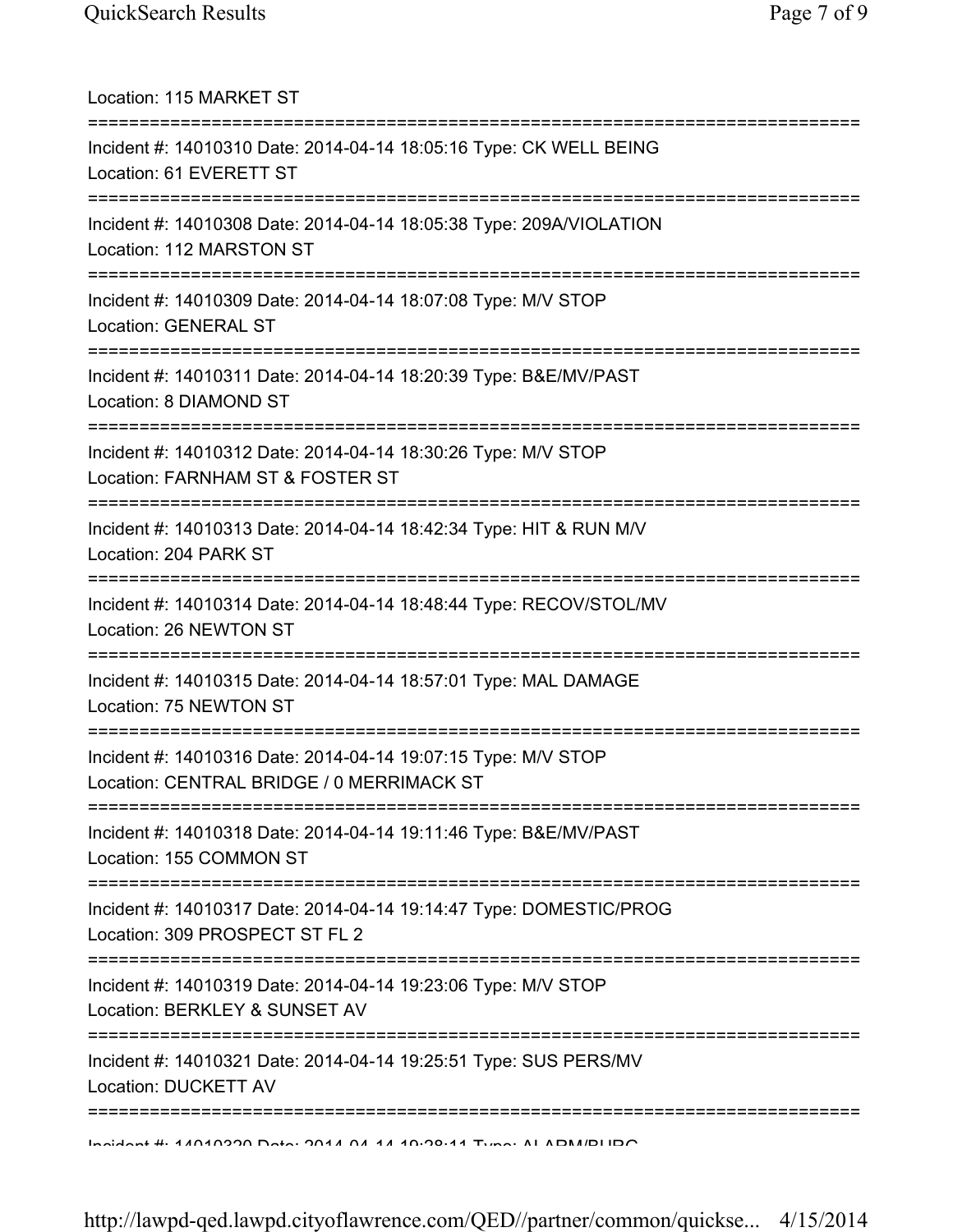Location: 115 MARKET ST

===========================================================================

Incident #: 14010310 Date: 2014-04-14 18:05:16 Type: CK WELL BEING
Location: 61 EVERETT ST

===========================================================================

Incident #: 14010308 Date: 2014-04-14 18:05:38 Type: 209A/VIOLATION
Location: 112 MARSTON ST

===========================================================================

Incident #: 14010309 Date: 2014-04-14 18:07:08 Type: M/V STOP
Location: GENERAL ST

===========================================================================

Incident #: 14010311 Date: 2014-04-14 18:20:39 Type: B&E/MV/PAST
Location: 8 DIAMOND ST

===========================================================================

Incident #: 14010312 Date: 2014-04-14 18:30:26 Type: M/V STOP
Location: FARNHAM ST & FOSTER ST

===========================================================================

Incident #: 14010313 Date: 2014-04-14 18:42:34 Type: HIT & RUN M/V
Location: 204 PARK ST

===========================================================================

Incident #: 14010314 Date: 2014-04-14 18:48:44 Type: RECOV/STOL/MV
Location: 26 NEWTON ST

===========================================================================

Incident #: 14010315 Date: 2014-04-14 18:57:01 Type: MAL DAMAGE
Location: 75 NEWTON ST

===========================================================================

Incident #: 14010316 Date: 2014-04-14 19:07:15 Type: M/V STOP
Location: CENTRAL BRIDGE / 0 MERRIMACK ST

===========================================================================

Incident #: 14010318 Date: 2014-04-14 19:11:46 Type: B&E/MV/PAST
Location: 155 COMMON ST

===========================================================================

Incident #: 14010317 Date: 2014-04-14 19:14:47 Type: DOMESTIC/PROG
Location: 309 PROSPECT ST FL 2

===========================================================================

Incident #: 14010319 Date: 2014-04-14 19:23:06 Type: M/V STOP
Location: BERKLEY & SUNSET AV

===========================================================================

Incident #: 14010321 Date: 2014-04-14 19:25:51 Type: SUS PERS/MV
Location: DUCKETT AV

===========================================================================

Incident #: 14010320 Date: 2014-04-14 19:28:11 Type: ALARM/BURG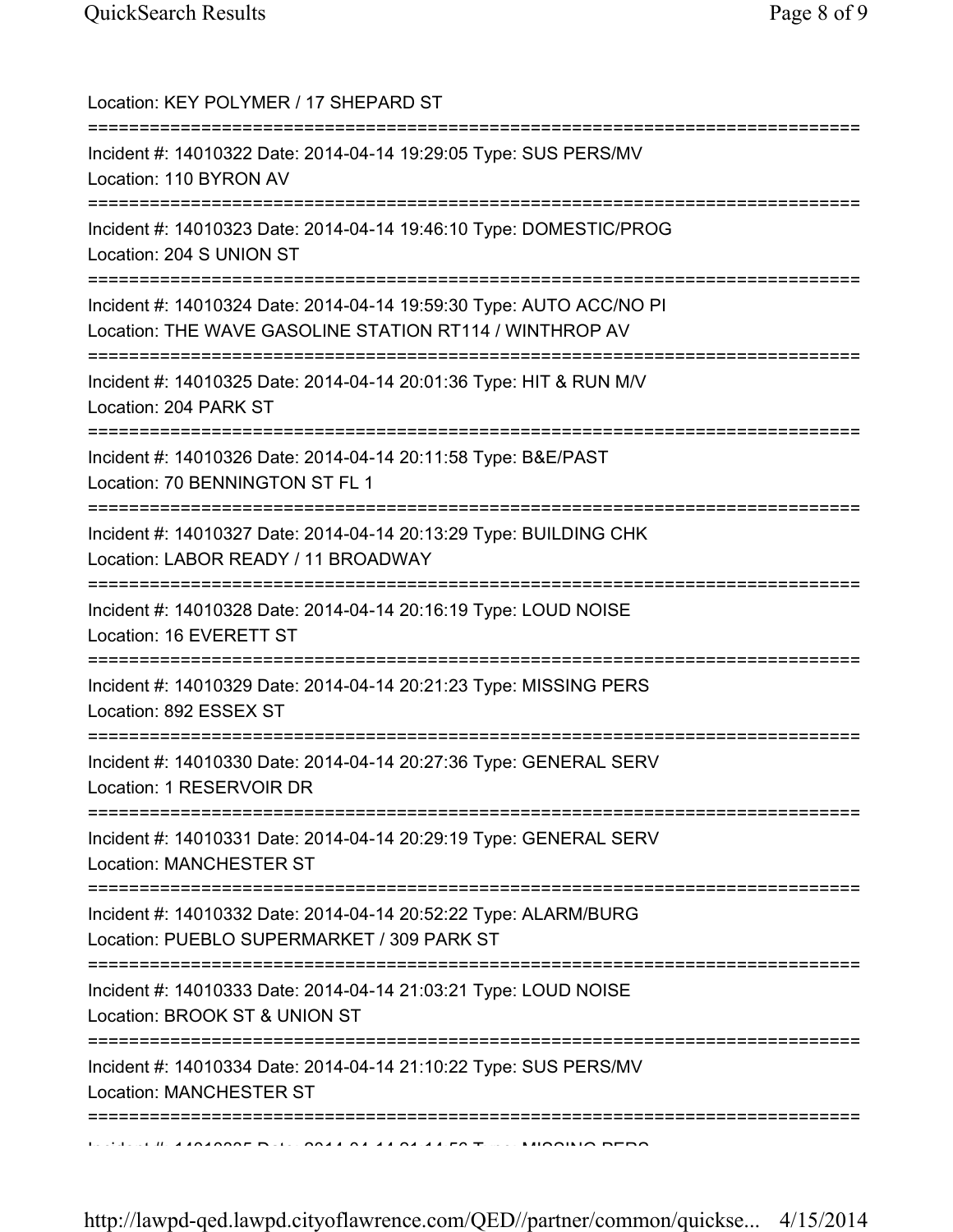Location: KEY POLYMER / 17 SHEPARD ST

===========================================================================

Incident #: 14010322 Date: 2014-04-14 19:29:05 Type: SUS PERS/MV
Location: 110 BYRON AV

===========================================================================

Incident #: 14010323 Date: 2014-04-14 19:46:10 Type: DOMESTIC/PROG
Location: 204 S UNION ST

===========================================================================

Incident #: 14010324 Date: 2014-04-14 19:59:30 Type: AUTO ACC/NO PI
Location: THE WAVE GASOLINE STATION RT114 / WINTHROP AV

===========================================================================

Incident #: 14010325 Date: 2014-04-14 20:01:36 Type: HIT & RUN M/V
Location: 204 PARK ST

===========================================================================

Incident #: 14010326 Date: 2014-04-14 20:11:58 Type: B&E/PAST
Location: 70 BENNINGTON ST FL 1

===========================================================================

Incident #: 14010327 Date: 2014-04-14 20:13:29 Type: BUILDING CHK
Location: LABOR READY / 11 BROADWAY

===========================================================================

Incident #: 14010328 Date: 2014-04-14 20:16:19 Type: LOUD NOISE
Location: 16 EVERETT ST

===========================================================================

Incident #: 14010329 Date: 2014-04-14 20:21:23 Type: MISSING PERS
Location: 892 ESSEX ST

===========================================================================

Incident #: 14010330 Date: 2014-04-14 20:27:36 Type: GENERAL SERV
Location: 1 RESERVOIR DR

===========================================================================

Incident #: 14010331 Date: 2014-04-14 20:29:19 Type: GENERAL SERV
Location: MANCHESTER ST

===========================================================================

Incident #: 14010332 Date: 2014-04-14 20:52:22 Type: ALARM/BURG
Location: PUEBLO SUPERMARKET / 309 PARK ST

===========================================================================

Incident #: 14010333 Date: 2014-04-14 21:03:21 Type: LOUD NOISE
Location: BROOK ST & UNION ST

===========================================================================

Incident #: 14010334 Date: 2014-04-14 21:10:22 Type: SUS PERS/MV
Location: MANCHESTER ST

===========================================================================

Incident #: 14010335 Date: 2014-04-14 21:14:56 Type: MISSING PERS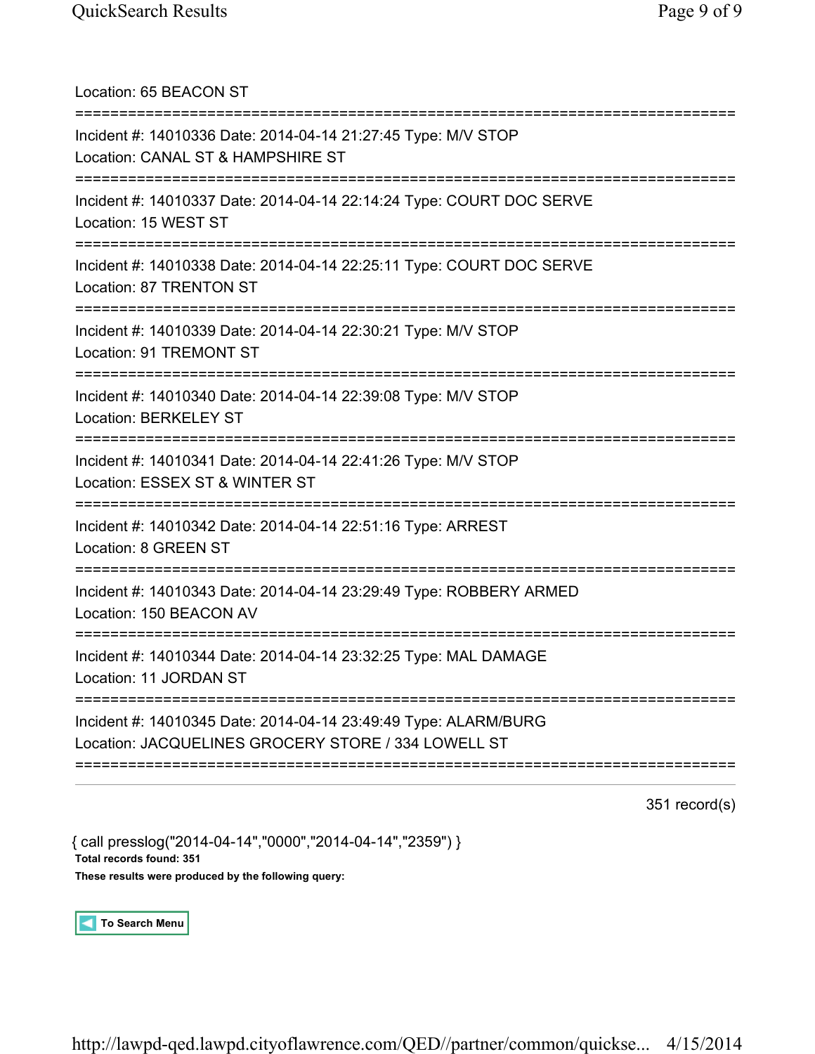Location: 65 BEACON ST

===========================================================================

Incident #: 14010336 Date: 2014-04-14 21:27:45 Type: M/V STOP

Location: CANAL ST & HAMPSHIRE ST

===========================================================================

Incident #: 14010337 Date: 2014-04-14 22:14:24 Type: COURT DOC SERVE

Location: 15 WEST ST

===========================================================================

Incident #: 14010338 Date: 2014-04-14 22:25:11 Type: COURT DOC SERVE

Location: 87 TRENTON ST

===========================================================================

Incident #: 14010339 Date: 2014-04-14 22:30:21 Type: M/V STOP

Location: 91 TREMONT ST

===========================================================================

Incident #: 14010340 Date: 2014-04-14 22:39:08 Type: M/V STOP

Location: BERKELEY ST

===========================================================================

Incident #: 14010341 Date: 2014-04-14 22:41:26 Type: M/V STOP

Location: ESSEX ST & WINTER ST

===========================================================================

Incident #: 14010342 Date: 2014-04-14 22:51:16 Type: ARREST

Location: 8 GREEN ST

===========================================================================

Incident #: 14010343 Date: 2014-04-14 23:29:49 Type: ROBBERY ARMED

Location: 150 BEACON AV

===========================================================================

Incident #: 14010344 Date: 2014-04-14 23:32:25 Type: MAL DAMAGE

Location: 11 JORDAN ST

===========================================================================

Incident #: 14010345 Date: 2014-04-14 23:49:49 Type: ALARM/BURG

Location: JACQUELINES GROCERY STORE / 334 LOWELL ST

===========================================================================

351 record(s)

{ call presslog("2014-04-14","0000","2014-04-14","2359") }

**Total records found: 351**

**These results were produced by the following query:**

To Search Menu